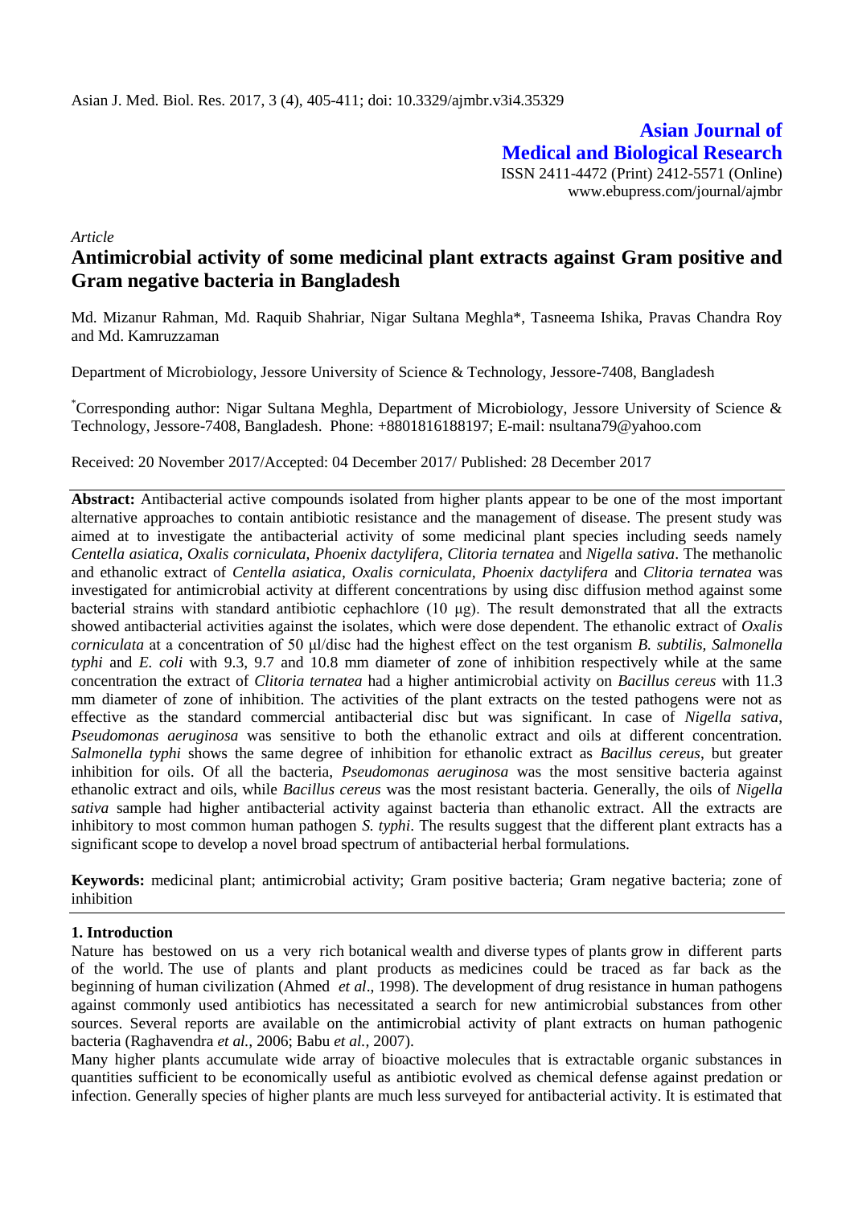Asian J. Med. Biol. Res. 2017, 3 (4), 405-411; doi: 10.3329/ajmbr.v3i4.35329

**Asian Journal of Medical and Biological Research**

ISSN 2411-4472 (Print) 2412-5571 (Online)
www.ebupress.com/journal/ajmbr

*Article*

# Antimicrobial activity of some medicinal plant extracts against Gram positive and Gram negative bacteria in Bangladesh

Md. Mizanur Rahman, Md. Raquib Shahriar, Nigar Sultana Meghla*, Tasneema Ishika, Pravas Chandra Roy and Md. Kamruzzaman

Department of Microbiology, Jessore University of Science & Technology, Jessore-7408, Bangladesh

*Corresponding author: Nigar Sultana Meghla, Department of Microbiology, Jessore University of Science & Technology, Jessore-7408, Bangladesh. Phone: +8801816188197; E-mail: nsultana79@yahoo.com

Received: 20 November 2017/Accepted: 04 December 2017/ Published: 28 December 2017

**Abstract:** Antibacterial active compounds isolated from higher plants appear to be one of the most important alternative approaches to contain antibiotic resistance and the management of disease. The present study was aimed at to investigate the antibacterial activity of some medicinal plant species including seeds namely *Centella asiatica, Oxalis corniculata, Phoenix dactylifera, Clitoria ternatea* and *Nigella sativa*. The methanolic and ethanolic extract of *Centella asiatica, Oxalis corniculata, Phoenix dactylifera* and *Clitoria ternatea* was investigated for antimicrobial activity at different concentrations by using disc diffusion method against some bacterial strains with standard antibiotic cephachlore (10 μg). The result demonstrated that all the extracts showed antibacterial activities against the isolates, which were dose dependent. The ethanolic extract of *Oxalis corniculata* at a concentration of 50 μl/disc had the highest effect on the test organism *B. subtilis, Salmonella typhi* and *E. coli* with 9.3, 9.7 and 10.8 mm diameter of zone of inhibition respectively while at the same concentration the extract of *Clitoria ternatea* had a higher antimicrobial activity on *Bacillus cereus* with 11.3 mm diameter of zone of inhibition. The activities of the plant extracts on the tested pathogens were not as effective as the standard commercial antibacterial disc but was significant. In case of *Nigella sativa*, *Pseudomonas aeruginosa* was sensitive to both the ethanolic extract and oils at different concentration. *Salmonella typhi* shows the same degree of inhibition for ethanolic extract as *Bacillus cereus*, but greater inhibition for oils. Of all the bacteria, *Pseudomonas aeruginosa* was the most sensitive bacteria against ethanolic extract and oils, while *Bacillus cereus* was the most resistant bacteria. Generally, the oils of *Nigella sativa* sample had higher antibacterial activity against bacteria than ethanolic extract. All the extracts are inhibitory to most common human pathogen *S. typhi*. The results suggest that the different plant extracts has a significant scope to develop a novel broad spectrum of antibacterial herbal formulations.

**Keywords:** medicinal plant; antimicrobial activity; Gram positive bacteria; Gram negative bacteria; zone of inhibition

## 1. Introduction

Nature has bestowed on us a very rich botanical wealth and diverse types of plants grow in different parts of the world. The use of plants and plant products as medicines could be traced as far back as the beginning of human civilization (Ahmed *et al*., 1998). The development of drug resistance in human pathogens against commonly used antibiotics has necessitated a search for new antimicrobial substances from other sources. Several reports are available on the antimicrobial activity of plant extracts on human pathogenic bacteria (Raghavendra *et al.,* 2006; Babu *et al.,* 2007).

Many higher plants accumulate wide array of bioactive molecules that is extractable organic substances in quantities sufficient to be economically useful as antibiotic evolved as chemical defense against predation or infection. Generally species of higher plants are much less surveyed for antibacterial activity. It is estimated that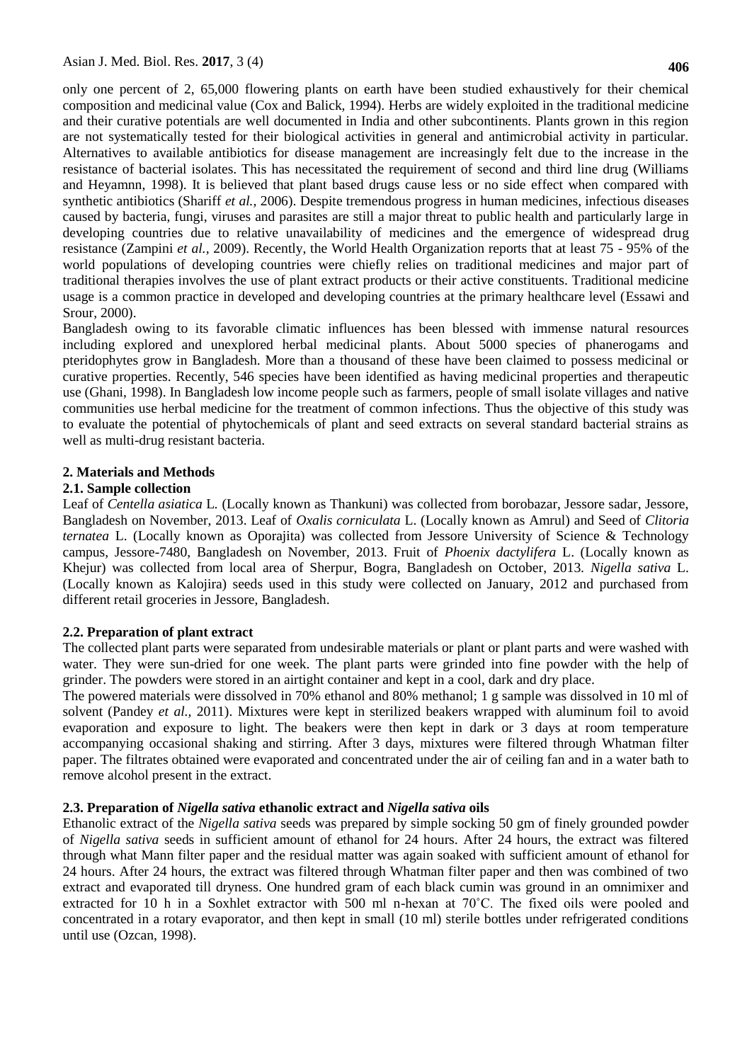only one percent of 2, 65,000 flowering plants on earth have been studied exhaustively for their chemical composition and medicinal value (Cox and Balick, 1994). Herbs are widely exploited in the traditional medicine and their curative potentials are well documented in India and other subcontinents. Plants grown in this region are not systematically tested for their biological activities in general and antimicrobial activity in particular. Alternatives to available antibiotics for disease management are increasingly felt due to the increase in the resistance of bacterial isolates. This has necessitated the requirement of second and third line drug (Williams and Heyamnn, 1998). It is believed that plant based drugs cause less or no side effect when compared with synthetic antibiotics (Shariff *et al.,* 2006). Despite tremendous progress in human medicines, infectious diseases caused by bacteria, fungi, viruses and parasites are still a major threat to public health and particularly large in developing countries due to relative unavailability of medicines and the emergence of widespread drug resistance (Zampini *et al.,* 2009). Recently, the World Health Organization reports that at least 75 - 95% of the world populations of developing countries were chiefly relies on traditional medicines and major part of traditional therapies involves the use of plant extract products or their active constituents. Traditional medicine usage is a common practice in developed and developing countries at the primary healthcare level (Essawi and Srour, 2000).

Bangladesh owing to its favorable climatic influences has been blessed with immense natural resources including explored and unexplored herbal medicinal plants. About 5000 species of phanerogams and pteridophytes grow in Bangladesh. More than a thousand of these have been claimed to possess medicinal or curative properties. Recently, 546 species have been identified as having medicinal properties and therapeutic use (Ghani, 1998). In Bangladesh low income people such as farmers, people of small isolate villages and native communities use herbal medicine for the treatment of common infections. Thus the objective of this study was to evaluate the potential of phytochemicals of plant and seed extracts on several standard bacterial strains as well as multi-drug resistant bacteria.

## 2. Materials and Methods

### 2.1. Sample collection

Leaf of *Centella asiatica* L. (Locally known as Thankuni) was collected from borobazar, Jessore sadar, Jessore, Bangladesh on November, 2013. Leaf of *Oxalis corniculata* L. (Locally known as Amrul) and Seed of *Clitoria ternatea* L. (Locally known as Oporajita) was collected from Jessore University of Science & Technology campus, Jessore-7480, Bangladesh on November, 2013. Fruit of *Phoenix dactylifera* L. (Locally known as Khejur) was collected from local area of Sherpur, Bogra, Bangladesh on October, 2013. *Nigella sativa* L. (Locally known as Kalojira) seeds used in this study were collected on January, 2012 and purchased from different retail groceries in Jessore, Bangladesh.

### 2.2. Preparation of plant extract

The collected plant parts were separated from undesirable materials or plant or plant parts and were washed with water. They were sun-dried for one week. The plant parts were grinded into fine powder with the help of grinder. The powders were stored in an airtight container and kept in a cool, dark and dry place.

The powered materials were dissolved in 70% ethanol and 80% methanol; 1 g sample was dissolved in 10 ml of solvent (Pandey *et al.,* 2011). Mixtures were kept in sterilized beakers wrapped with aluminum foil to avoid evaporation and exposure to light. The beakers were then kept in dark or 3 days at room temperature accompanying occasional shaking and stirring. After 3 days, mixtures were filtered through Whatman filter paper. The filtrates obtained were evaporated and concentrated under the air of ceiling fan and in a water bath to remove alcohol present in the extract.

### 2.3. Preparation of *Nigella sativa* ethanolic extract and *Nigella sativa* oils

Ethanolic extract of the *Nigella sativa* seeds was prepared by simple socking 50 gm of finely grounded powder of *Nigella sativa* seeds in sufficient amount of ethanol for 24 hours. After 24 hours, the extract was filtered through what Mann filter paper and the residual matter was again soaked with sufficient amount of ethanol for 24 hours. After 24 hours, the extract was filtered through Whatman filter paper and then was combined of two extract and evaporated till dryness. One hundred gram of each black cumin was ground in an omnimixer and extracted for 10 h in a Soxhlet extractor with 500 ml n-hexan at 70˚C. The fixed oils were pooled and concentrated in a rotary evaporator, and then kept in small (10 ml) sterile bottles under refrigerated conditions until use (Ozcan, 1998).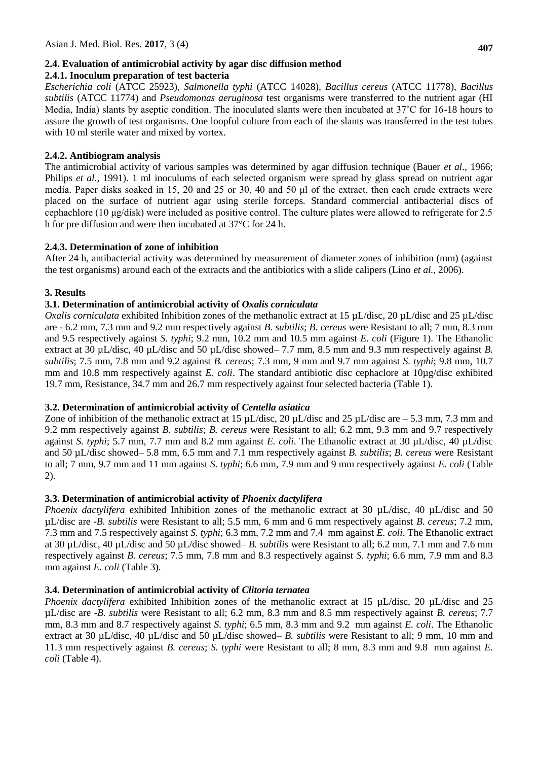### 2.4. Evaluation of antimicrobial activity by agar disc diffusion method

#### 2.4.1. Inoculum preparation of test bacteria

*Escherichia coli* (ATCC 25923), *Salmonella typhi* (ATCC 14028), *Bacillus cereus* (ATCC 11778), *Bacillus subtilis* (ATCC 11774) and *Pseudomonas aeruginosa* test organisms were transferred to the nutrient agar (HI Media, India) slants by aseptic condition. The inoculated slants were then incubated at 37˚C for 16-18 hours to assure the growth of test organisms. One loopful culture from each of the slants was transferred in the test tubes with 10 ml sterile water and mixed by vortex.

#### 2.4.2. Antibiogram analysis

The antimicrobial activity of various samples was determined by agar diffusion technique (Bauer *et al*., 1966; Philips *et al*., 1991). 1 ml inoculums of each selected organism were spread by glass spread on nutrient agar media. Paper disks soaked in 15, 20 and 25 or 30, 40 and 50 µl of the extract, then each crude extracts were placed on the surface of nutrient agar using sterile forceps. Standard commercial antibacterial discs of cephachlore (10 µg/disk) were included as positive control. The culture plates were allowed to refrigerate for 2.5 h for pre diffusion and were then incubated at 37°C for 24 h.

#### 2.4.3. Determination of zone of inhibition

After 24 h, antibacterial activity was determined by measurement of diameter zones of inhibition (mm) (against the test organisms) around each of the extracts and the antibiotics with a slide calipers (Lino *et al.,* 2006).

## 3. Results

### 3.1. Determination of antimicrobial activity of *Oxalis corniculata*

*Oxalis corniculata* exhibited Inhibition zones of the methanolic extract at 15 µL/disc, 20 µL/disc and 25 µL/disc are - 6.2 mm, 7.3 mm and 9.2 mm respectively against *B. subtilis*; *B. cereus* were Resistant to all; 7 mm, 8.3 mm and 9.5 respectively against *S. typhi*; 9.2 mm, 10.2 mm and 10.5 mm against *E. coli* (Figure 1). The Ethanolic extract at 30 µL/disc, 40 µL/disc and 50 µL/disc showed– 7.7 mm, 8.5 mm and 9.3 mm respectively against *B. subtilis*; 7.5 mm, 7.8 mm and 9.2 against *B. cereus*; 7.3 mm, 9 mm and 9.7 mm against *S. typhi*; 9.8 mm, 10.7 mm and 10.8 mm respectively against *E. coli*. The standard antibiotic disc cephaclore at 10µg/disc exhibited 19.7 mm, Resistance, 34.7 mm and 26.7 mm respectively against four selected bacteria (Table 1).

### 3.2. Determination of antimicrobial activity of *Centella asiatica*

Zone of inhibition of the methanolic extract at 15 µL/disc, 20 µL/disc and 25 µL/disc are – 5.3 mm, 7.3 mm and 9.2 mm respectively against *B. subtilis*; *B. cereus* were Resistant to all; 6.2 mm, 9.3 mm and 9.7 respectively against *S. typhi*; 5.7 mm, 7.7 mm and 8.2 mm against *E. coli*. The Ethanolic extract at 30 µL/disc, 40 µL/disc and 50 µL/disc showed– 5.8 mm, 6.5 mm and 7.1 mm respectively against *B. subtilis*; *B. cereus* were Resistant to all; 7 mm, 9.7 mm and 11 mm against *S. typhi*; 6.6 mm, 7.9 mm and 9 mm respectively against *E. coli* (Table 2).

### 3.3. Determination of antimicrobial activity of *Phoenix dactylifera*

*Phoenix dactylifera* exhibited Inhibition zones of the methanolic extract at 30 µL/disc, 40 µL/disc and 50 µL/disc are -*B. subtilis* were Resistant to all; 5.5 mm, 6 mm and 6 mm respectively against *B. cereus*; 7.2 mm, 7.3 mm and 7.5 respectively against *S. typhi*; 6.3 mm, 7.2 mm and 7.4 mm against *E. coli*. The Ethanolic extract at 30 µL/disc, 40 µL/disc and 50 µL/disc showed– *B. subtilis* were Resistant to all; 6.2 mm, 7.1 mm and 7.6 mm respectively against *B. cereus*; 7.5 mm, 7.8 mm and 8.3 respectively against *S. typhi*; 6.6 mm, 7.9 mm and 8.3 mm against *E. coli* (Table 3).

### 3.4. Determination of antimicrobial activity of *Clitoria ternatea*

*Phoenix dactylifera* exhibited Inhibition zones of the methanolic extract at 15 µL/disc, 20 µL/disc and 25 µL/disc are -*B. subtilis* were Resistant to all; 6.2 mm, 8.3 mm and 8.5 mm respectively against *B. cereus*; 7.7 mm, 8.3 mm and 8.7 respectively against *S. typhi*; 6.5 mm, 8.3 mm and 9.2 mm against *E. coli*. The Ethanolic extract at 30 µL/disc, 40 µL/disc and 50 µL/disc showed– *B. subtilis* were Resistant to all; 9 mm, 10 mm and 11.3 mm respectively against *B. cereus*; *S. typhi* were Resistant to all; 8 mm, 8.3 mm and 9.8 mm against *E. coli* (Table 4).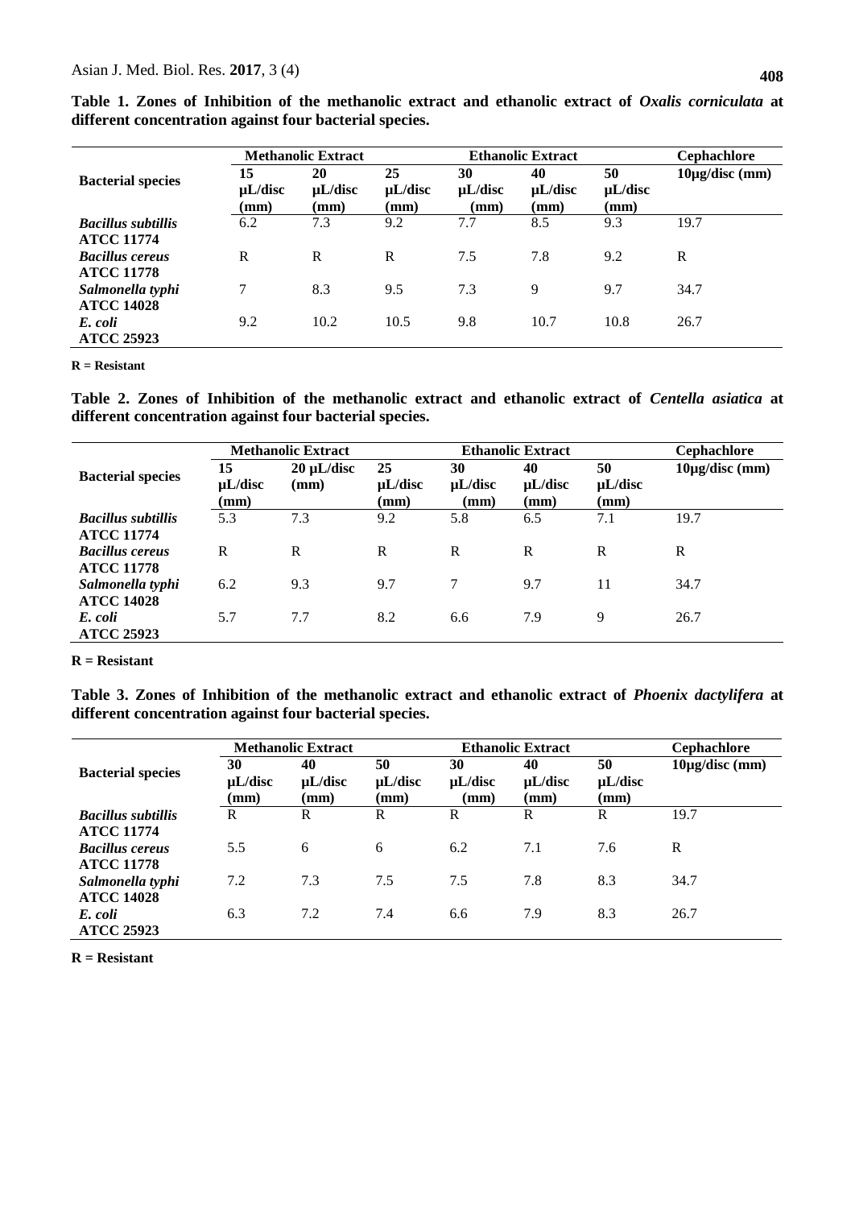**Table 1. Zones of Inhibition of the methanolic extract and ethanolic extract of *Oxalis corniculata* at different concentration against four bacterial species.**

| Bacterial species | Methanolic Extract | | | Ethanolic Extract | | | Cephachlore |
|---|---|---|---|---|---|---|---|
| | 15 µL/disc (mm) | 20 µL/disc (mm) | 25 µL/disc (mm) | 30 µL/disc (mm) | 40 µL/disc (mm) | 50 µL/disc (mm) | 10µg/disc (mm) |
| ***Bacillus subtillis* ATCC 11774** | 6.2 | 7.3 | 9.2 | 7.7 | 8.5 | 9.3 | 19.7 |
| ***Bacillus cereus* ATCC 11778** | R | R | R | 7.5 | 7.8 | 9.2 | R |
| ***Salmonella typhi* ATCC 14028** | 7 | 8.3 | 9.5 | 7.3 | 9 | 9.7 | 34.7 |
| ***E. coli* ATCC 25923** | 9.2 | 10.2 | 10.5 | 9.8 | 10.7 | 10.8 | 26.7 |

**R = Resistant**

**Table 2. Zones of Inhibition of the methanolic extract and ethanolic extract of *Centella asiatica* at different concentration against four bacterial species.**

| Bacterial species | Methanolic Extract | | | Ethanolic Extract | | | Cephachlore |
|---|---|---|---|---|---|---|---|
| | 15 µL/disc (mm) | 20 µL/disc (mm) | 25 µL/disc (mm) | 30 µL/disc (mm) | 40 µL/disc (mm) | 50 µL/disc (mm) | 10µg/disc (mm) |
| ***Bacillus subtillis* ATCC 11774** | 5.3 | 7.3 | 9.2 | 5.8 | 6.5 | 7.1 | 19.7 |
| ***Bacillus cereus* ATCC 11778** | R | R | R | R | R | R | R |
| ***Salmonella typhi* ATCC 14028** | 6.2 | 9.3 | 9.7 | 7 | 9.7 | 11 | 34.7 |
| ***E. coli* ATCC 25923** | 5.7 | 7.7 | 8.2 | 6.6 | 7.9 | 9 | 26.7 |

**R = Resistant**

**Table 3. Zones of Inhibition of the methanolic extract and ethanolic extract of *Phoenix dactylifera* at different concentration against four bacterial species.**

| Bacterial species | Methanolic Extract | | | Ethanolic Extract | | | Cephachlore |
|---|---|---|---|---|---|---|---|
| | 30 µL/disc (mm) | 40 µL/disc (mm) | 50 µL/disc (mm) | 30 µL/disc (mm) | 40 µL/disc (mm) | 50 µL/disc (mm) | 10µg/disc (mm) |
| ***Bacillus subtillis* ATCC 11774** | R | R | R | R | R | R | 19.7 |
| ***Bacillus cereus* ATCC 11778** | 5.5 | 6 | 6 | 6.2 | 7.1 | 7.6 | R |
| ***Salmonella typhi* ATCC 14028** | 7.2 | 7.3 | 7.5 | 7.5 | 7.8 | 8.3 | 34.7 |
| ***E. coli* ATCC 25923** | 6.3 | 7.2 | 7.4 | 6.6 | 7.9 | 8.3 | 26.7 |

**R = Resistant**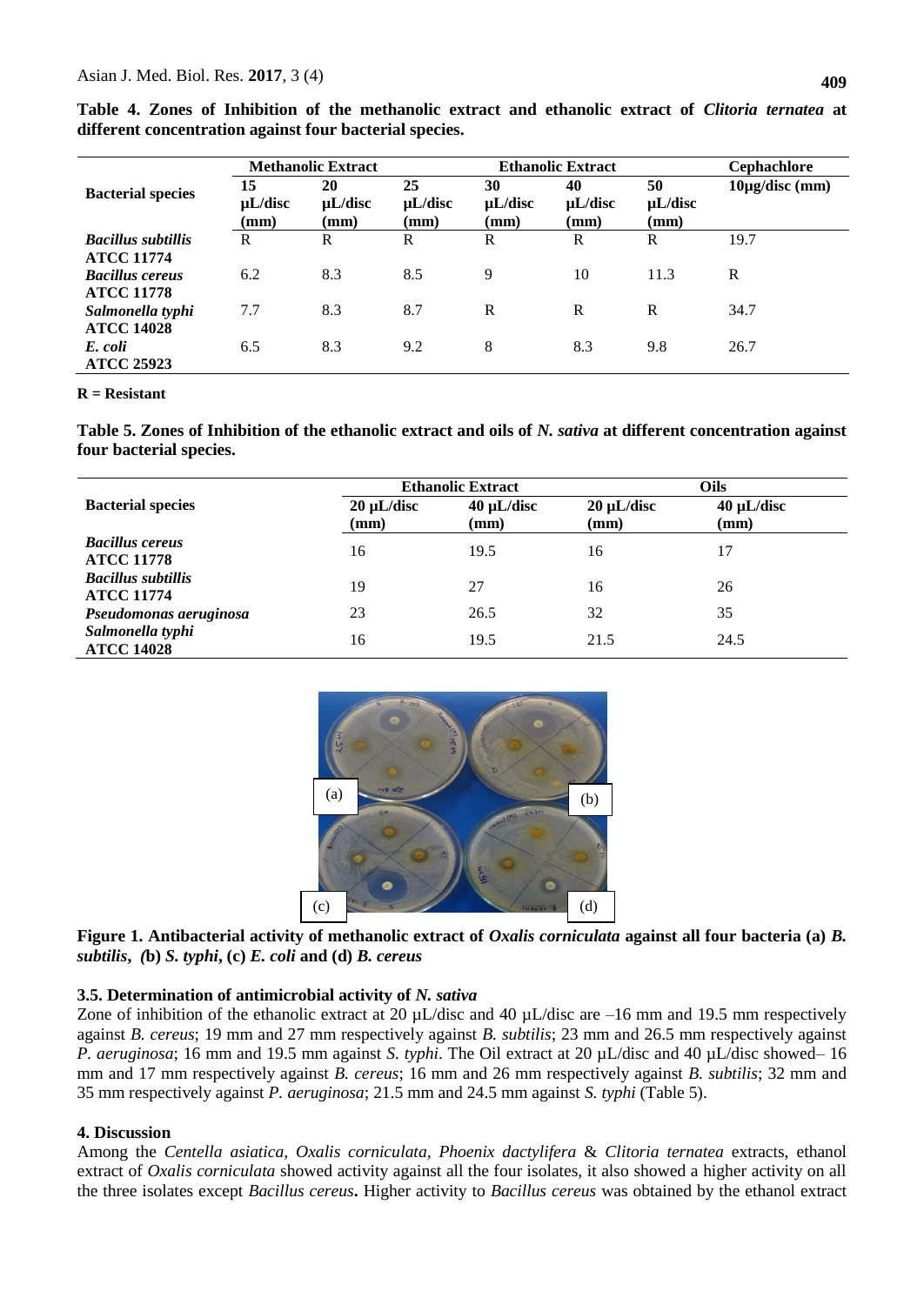**Table 4. Zones of Inhibition of the methanolic extract and ethanolic extract of *Clitoria ternatea* at different concentration against four bacterial species.**

| Bacterial species | Methanolic Extract | | | Ethanolic Extract | | | Cephachlore |
|---|---|---|---|---|---|---|---|
| | 15 µL/disc (mm) | 20 µL/disc (mm) | 25 µL/disc (mm) | 30 µL/disc (mm) | 40 µL/disc (mm) | 50 µL/disc (mm) | 10µg/disc (mm) |
| ***Bacillus subtillis* ATCC 11774** | R | R | R | R | R | R | 19.7 |
| ***Bacillus cereus* ATCC 11778** | 6.2 | 8.3 | 8.5 | 9 | 10 | 11.3 | R |
| ***Salmonella typhi* ATCC 14028** | 7.7 | 8.3 | 8.7 | R | R | R | 34.7 |
| ***E. coli* ATCC 25923** | 6.5 | 8.3 | 9.2 | 8 | 8.3 | 9.8 | 26.7 |

**R = Resistant**

**Table 5. Zones of Inhibition of the ethanolic extract and oils of *N. sativa* at different concentration against four bacterial species.**

| Bacterial species | Ethanolic Extract | | Oils | |
|---|---|---|---|---|
| | 20 µL/disc (mm) | 40 µL/disc (mm) | 20 µL/disc (mm) | 40 µL/disc (mm) |
| ***Bacillus cereus* ATCC 11778** | 16 | 19.5 | 16 | 17 |
| ***Bacillus subtillis* ATCC 11774** | 19 | 27 | 16 | 26 |
| ***Pseudomonas aeruginosa*** | 23 | 26.5 | 32 | 35 |
| ***Salmonella typhi* ATCC 14028** | 16 | 19.5 | 21.5 | 24.5 |

**Figure 1. Antibacterial activity of methanolic extract of *Oxalis corniculata* against all four bacteria (a) *B. subtilis*, (b) *S. typhi*, (c) *E. coli* and (d) *B. cereus***

### 3.5. Determination of antimicrobial activity of *N. sativa*

Zone of inhibition of the ethanolic extract at 20 µL/disc and 40 µL/disc are –16 mm and 19.5 mm respectively against *B. cereus*; 19 mm and 27 mm respectively against *B. subtilis*; 23 mm and 26.5 mm respectively against *P. aeruginosa*; 16 mm and 19.5 mm against *S. typhi*. The Oil extract at 20 µL/disc and 40 µL/disc showed– 16 mm and 17 mm respectively against *B. cereus*; 16 mm and 26 mm respectively against *B. subtilis*; 32 mm and 35 mm respectively against *P. aeruginosa*; 21.5 mm and 24.5 mm against *S. typhi* (Table 5).

## 4. Discussion

Among the *Centella asiatica*, *Oxalis corniculata*, *Phoenix dactylifera* & *Clitoria ternatea* extracts, ethanol extract of *Oxalis corniculata* showed activity against all the four isolates, it also showed a higher activity on all the three isolates except *Bacillus cereus***.** Higher activity to *Bacillus cereus* was obtained by the ethanol extract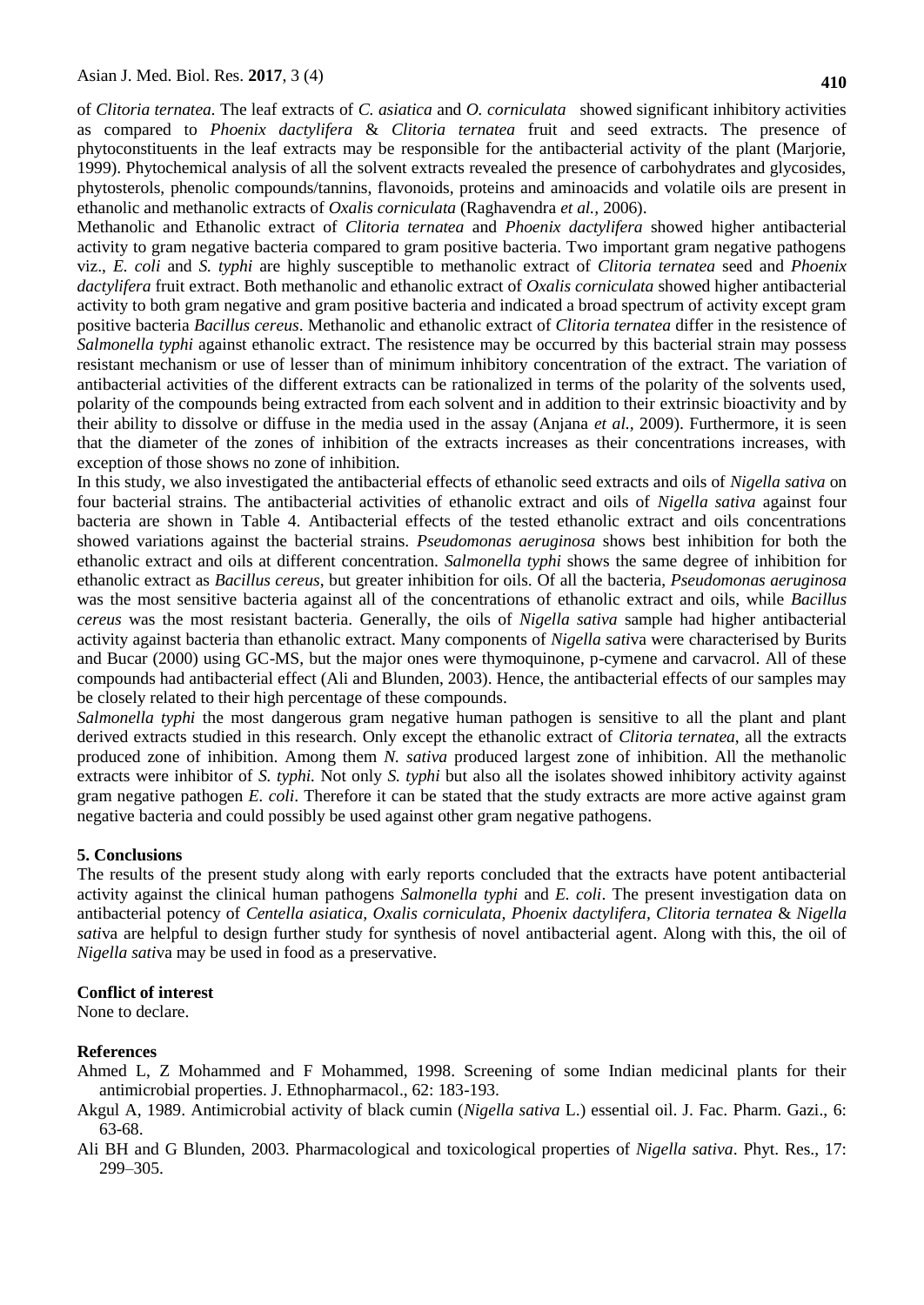of *Clitoria ternatea*. The leaf extracts of *C. asiatica* and *O. corniculata* showed significant inhibitory activities as compared to *Phoenix dactylifera* & *Clitoria ternatea* fruit and seed extracts. The presence of phytoconstituents in the leaf extracts may be responsible for the antibacterial activity of the plant (Marjorie, 1999). Phytochemical analysis of all the solvent extracts revealed the presence of carbohydrates and glycosides, phytosterols, phenolic compounds/tannins, flavonoids, proteins and aminoacids and volatile oils are present in ethanolic and methanolic extracts of *Oxalis corniculata* (Raghavendra *et al.,* 2006).

Methanolic and Ethanolic extract of *Clitoria ternatea* and *Phoenix dactylifera* showed higher antibacterial activity to gram negative bacteria compared to gram positive bacteria. Two important gram negative pathogens viz., *E. coli* and *S. typhi* are highly susceptible to methanolic extract of *Clitoria ternatea* seed and *Phoenix dactylifera* fruit extract. Both methanolic and ethanolic extract of *Oxalis corniculata* showed higher antibacterial activity to both gram negative and gram positive bacteria and indicated a broad spectrum of activity except gram positive bacteria *Bacillus cereus*. Methanolic and ethanolic extract of *Clitoria ternatea* differ in the resistence of *Salmonella typhi* against ethanolic extract. The resistence may be occurred by this bacterial strain may possess resistant mechanism or use of lesser than of minimum inhibitory concentration of the extract. The variation of antibacterial activities of the different extracts can be rationalized in terms of the polarity of the solvents used, polarity of the compounds being extracted from each solvent and in addition to their extrinsic bioactivity and by their ability to dissolve or diffuse in the media used in the assay (Anjana *et al.,* 2009). Furthermore, it is seen that the diameter of the zones of inhibition of the extracts increases as their concentrations increases, with exception of those shows no zone of inhibition.

In this study, we also investigated the antibacterial effects of ethanolic seed extracts and oils of *Nigella sativa* on four bacterial strains. The antibacterial activities of ethanolic extract and oils of *Nigella sativa* against four bacteria are shown in Table 4. Antibacterial effects of the tested ethanolic extract and oils concentrations showed variations against the bacterial strains. *Pseudomonas aeruginosa* shows best inhibition for both the ethanolic extract and oils at different concentration. *Salmonella typhi* shows the same degree of inhibition for ethanolic extract as *Bacillus cereus*, but greater inhibition for oils. Of all the bacteria, *Pseudomonas aeruginosa* was the most sensitive bacteria against all of the concentrations of ethanolic extract and oils, while *Bacillus cereus* was the most resistant bacteria. Generally, the oils of *Nigella sativa* sample had higher antibacterial activity against bacteria than ethanolic extract. Many components of *Nigella sativa* were characterised by Burits and Bucar (2000) using GC-MS, but the major ones were thymoquinone, p-cymene and carvacrol. All of these compounds had antibacterial effect (Ali and Blunden, 2003). Hence, the antibacterial effects of our samples may be closely related to their high percentage of these compounds.

*Salmonella typhi* the most dangerous gram negative human pathogen is sensitive to all the plant and plant derived extracts studied in this research. Only except the ethanolic extract of *Clitoria ternatea*, all the extracts produced zone of inhibition. Among them *N. sativa* produced largest zone of inhibition. All the methanolic extracts were inhibitor of *S. typhi.* Not only *S. typhi* but also all the isolates showed inhibitory activity against gram negative pathogen *E. coli*. Therefore it can be stated that the study extracts are more active against gram negative bacteria and could possibly be used against other gram negative pathogens.

## 5. Conclusions

The results of the present study along with early reports concluded that the extracts have potent antibacterial activity against the clinical human pathogens *Salmonella typhi* and *E. coli*. The present investigation data on antibacterial potency of *Centella asiatica, Oxalis corniculata, Phoenix dactylifera, Clitoria ternatea* & *Nigella sativa* are helpful to design further study for synthesis of novel antibacterial agent. Along with this, the oil of *Nigella sativa* may be used in food as a preservative.

## Conflict of interest

None to declare.

## References

Ahmed L, Z Mohammed and F Mohammed, 1998. Screening of some Indian medicinal plants for their antimicrobial properties. J. Ethnopharmacol., 62: 183-193.

Akgul A, 1989. Antimicrobial activity of black cumin (*Nigella sativa* L.) essential oil. J. Fac. Pharm. Gazi., 6: 63-68.

Ali BH and G Blunden, 2003. Pharmacological and toxicological properties of *Nigella sativa*. Phyt. Res., 17: 299–305.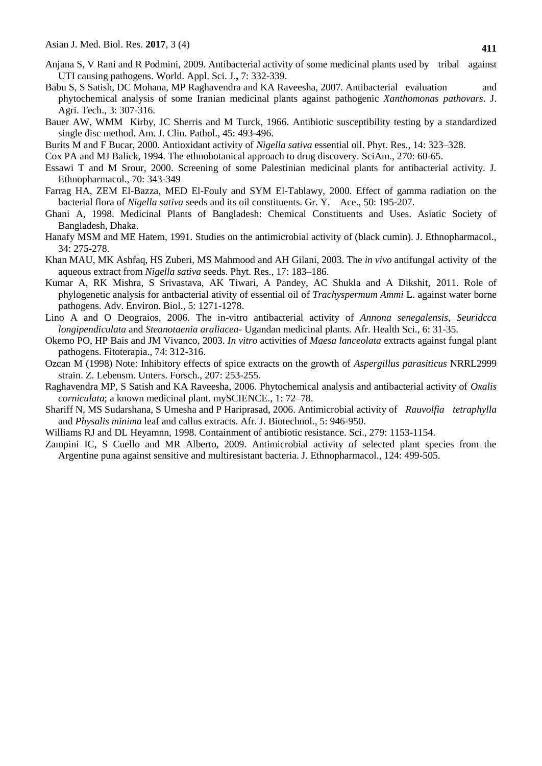Anjana S, V Rani and R Podmini, 2009. Antibacterial activity of some medicinal plants used by tribal against UTI causing pathogens. World. Appl. Sci. J.**,** 7: 332-339.

Babu S, S Satish, DC Mohana, MP Raghavendra and KA Raveesha, 2007. Antibacterial evaluation and phytochemical analysis of some Iranian medicinal plants against pathogenic *Xanthomonas pathovars*. J. Agri. Tech., 3: 307-316.

Bauer AW, WMM Kirby, JC Sherris and M Turck, 1966. Antibiotic susceptibility testing by a standardized single disc method. Am. J. Clin. Pathol., 45: 493-496.

Burits M and F Bucar, 2000. Antioxidant activity of *Nigella sativa* essential oil. Phyt. Res., 14: 323–328.

Cox PA and MJ Balick, 1994. The ethnobotanical approach to drug discovery. SciAm., 270: 60-65.

Essawi T and M Srour, 2000. Screening of some Palestinian medicinal plants for antibacterial activity. J. Ethnopharmacol., 70: 343-349

Farrag HA, ZEM El-Bazza, MED El-Fouly and SYM El-Tablawy, 2000. Effect of gamma radiation on the bacterial flora of *Nigella sativa* seeds and its oil constituents. Gr. Y. Ace., 50: 195-207.

Ghani A, 1998. Medicinal Plants of Bangladesh: Chemical Constituents and Uses. Asiatic Society of Bangladesh, Dhaka.

Hanafy MSM and ME Hatem, 1991. Studies on the antimicrobial activity of (black cumin). J. Ethnopharmacol., 34: 275-278.

Khan MAU, MK Ashfaq, HS Zuberi, MS Mahmood and AH Gilani, 2003. The *in vivo* antifungal activity of the aqueous extract from *Nigella sativa* seeds. Phyt. Res., 17: 183–186.

Kumar A, RK Mishra, S Srivastava, AK Tiwari, A Pandey, AC Shukla and A Dikshit, 2011. Role of phylogenetic analysis for antbacterial ativity of essential oil of *Trachyspermum Ammi* L. against water borne pathogens. Adv. Environ. Biol., 5: 1271-1278.

Lino A and O Deograios, 2006. The in-vitro antibacterial activity of *Annona senegalensis*, *Seuridcca longipendiculata* and *Steanotaenia araliacea*- Ugandan medicinal plants. Afr. Health Sci., 6: 31-35.

Okemo PO, HP Bais and JM Vivanco, 2003. *In vitro* activities of *Maesa lanceolata* extracts against fungal plant pathogens. Fitoterapia., 74: 312-316.

Ozcan M (1998) Note: Inhibitory effects of spice extracts on the growth of *Aspergillus parasiticus* NRRL2999 strain. Z. Lebensm. Unters. Forsch., 207: 253-255.

Raghavendra MP, S Satish and KA Raveesha, 2006. Phytochemical analysis and antibacterial activity of *Oxalis corniculata*; a known medicinal plant. mySCIENCE., 1: 72–78.

Shariff N, MS Sudarshana, S Umesha and P Hariprasad, 2006. Antimicrobial activity of *Rauvolfia tetraphylla* and *Physalis minima* leaf and callus extracts. Afr. J. Biotechnol., 5: 946-950.

Williams RJ and DL Heyamnn, 1998. Containment of antibiotic resistance. Sci., 279: 1153-1154.

Zampini IC, S Cuello and MR Alberto, 2009. Antimicrobial activity of selected plant species from the Argentine puna against sensitive and multiresistant bacteria. J. Ethnopharmacol., 124: 499-505.